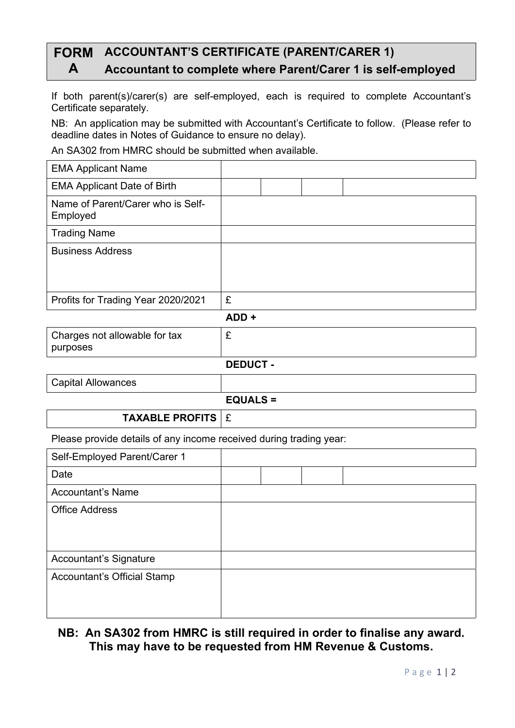# FORM A ACCOUNTANT'S CERTIFICATE (PARENT/CARER 1)

## Accountant to complete where Parent/Carer 1 is self-employed

If both parent(s)/carer(s) are self-employed, each is required to complete Accountant's Certificate separately.

NB: An application may be submitted with Accountant's Certificate to follow. (Please refer to deadline dates in Notes of Guidance to ensure no delay).

An SA302 from HMRC should be submitted when available.

| | | | | |
|---|---|---|---|---|
| EMA Applicant Name | | | | |
| EMA Applicant Date of Birth | | | | |
| Name of Parent/Carer who is Self-Employed | | | | |
| Trading Name | | | | |
| Business Address | | | | |
| Profits for Trading Year 2020/2021 | £ | | | |

**ADD +**

| | |
|---|---|
| Charges not allowable for tax purposes | £ |

**DEDUCT -**

| | |
|---|---|
| Capital Allowances | |

**EQUALS =**

| | |
|---|---|
| **TAXABLE PROFITS** | £ |

Please provide details of any income received during trading year:

| | | | | |
|---|---|---|---|---|
| Self-Employed Parent/Carer 1 | | | | |
| Date | | | | |
| Accountant's Name | | | | |
| Office Address | | | | |
| Accountant's Signature | | | | |
| Accountant's Official Stamp | | | | |

**NB: An SA302 from HMRC is still required in order to finalise any award. This may have to be requested from HM Revenue & Customs.**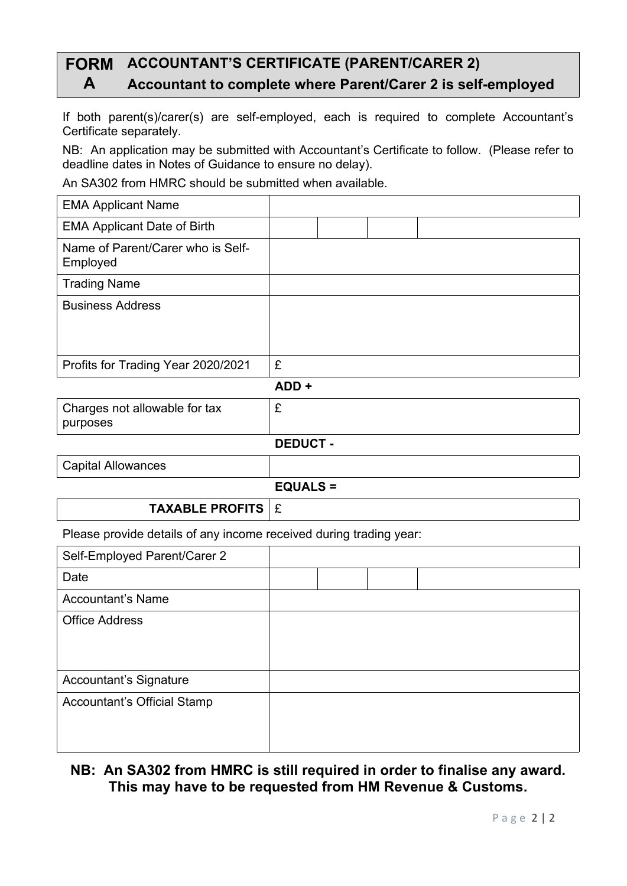## FORM A ACCOUNTANT'S CERTIFICATE (PARENT/CARER 2)

### Accountant to complete where Parent/Carer 2 is self-employed

If both parent(s)/carer(s) are self-employed, each is required to complete Accountant's Certificate separately.

NB: An application may be submitted with Accountant's Certificate to follow. (Please refer to deadline dates in Notes of Guidance to ensure no delay).

An SA302 from HMRC should be submitted when available.

| | | | | |
|---|---|---|---|---|
| EMA Applicant Name | | | | |
| EMA Applicant Date of Birth | | | | |
| Name of Parent/Carer who is Self-Employed | | | | |
| Trading Name | | | | |
| Business Address | | | | |
| Profits for Trading Year 2020/2021 | £ | | | |

**ADD +**

| | |
|---|---|
| Charges not allowable for tax purposes | £ |

**DEDUCT -**

| | |
|---|---|
| Capital Allowances | |

**EQUALS =**

| | |
|---|---|
| **TAXABLE PROFITS** | £ |

Please provide details of any income received during trading year:

| | | | | |
|---|---|---|---|---|
| Self-Employed Parent/Carer 2 | | | | |
| Date | | | | |
| Accountant's Name | | | | |
| Office Address | | | | |
| Accountant's Signature | | | | |
| Accountant's Official Stamp | | | | |

**NB: An SA302 from HMRC is still required in order to finalise any award. This may have to be requested from HM Revenue & Customs.**